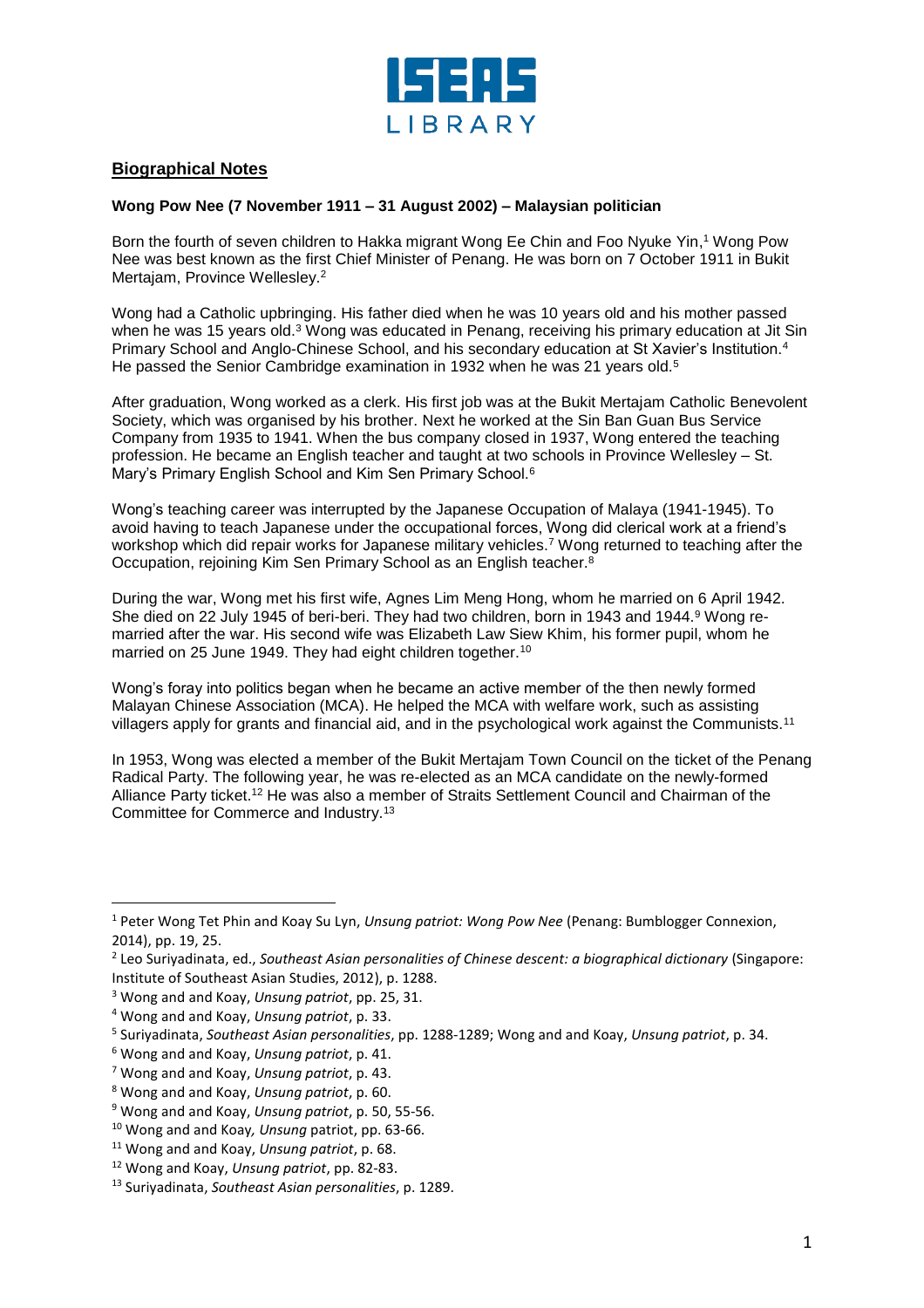## Biographical Notes

**Wong Pow Nee (7 November 1911 – 31 August 2002) – Malaysian politician**

Born the fourth of seven children to Hakka migrant Wong Ee Chin and Foo Nyuke Yin,[1] Wong Pow Nee was best known as the first Chief Minister of Penang. He was born on 7 October 1911 in Bukit Mertajam, Province Wellesley.[2]

Wong had a Catholic upbringing. His father died when he was 10 years old and his mother passed when he was 15 years old.[3] Wong was educated in Penang, receiving his primary education at Jit Sin Primary School and Anglo-Chinese School, and his secondary education at St Xavier's Institution.[4] He passed the Senior Cambridge examination in 1932 when he was 21 years old.[5]

After graduation, Wong worked as a clerk. His first job was at the Bukit Mertajam Catholic Benevolent Society, which was organised by his brother. Next he worked at the Sin Ban Guan Bus Service Company from 1935 to 1941. When the bus company closed in 1937, Wong entered the teaching profession. He became an English teacher and taught at two schools in Province Wellesley – St. Mary's Primary English School and Kim Sen Primary School.[6]

Wong's teaching career was interrupted by the Japanese Occupation of Malaya (1941-1945). To avoid having to teach Japanese under the occupational forces, Wong did clerical work at a friend's workshop which did repair works for Japanese military vehicles.[7] Wong returned to teaching after the Occupation, rejoining Kim Sen Primary School as an English teacher.[8]

During the war, Wong met his first wife, Agnes Lim Meng Hong, whom he married on 6 April 1942. She died on 22 July 1945 of beri-beri. They had two children, born in 1943 and 1944.[9] Wong re-married after the war. His second wife was Elizabeth Law Siew Khim, his former pupil, whom he married on 25 June 1949. They had eight children together.[10]

Wong's foray into politics began when he became an active member of the then newly formed Malayan Chinese Association (MCA). He helped the MCA with welfare work, such as assisting villagers apply for grants and financial aid, and in the psychological work against the Communists.[11]

In 1953, Wong was elected a member of the Bukit Mertajam Town Council on the ticket of the Penang Radical Party. The following year, he was re-elected as an MCA candidate on the newly-formed Alliance Party ticket.[12] He was also a member of Straits Settlement Council and Chairman of the Committee for Commerce and Industry.[13]

---

[1] Peter Wong Tet Phin and Koay Su Lyn, *Unsung patriot: Wong Pow Nee* (Penang: Bumblogger Connexion, 2014), pp. 19, 25.

[2] Leo Suriyadinata, ed., *Southeast Asian personalities of Chinese descent: a biographical dictionary* (Singapore: Institute of Southeast Asian Studies, 2012), p. 1288.

[3] Wong and and Koay, *Unsung patriot*, pp. 25, 31.

[4] Wong and and Koay, *Unsung patriot*, p. 33.

[5] Suriyadinata, *Southeast Asian personalities*, pp. 1288-1289; Wong and and Koay, *Unsung patriot*, p. 34.

[6] Wong and and Koay, *Unsung patriot*, p. 41.

[7] Wong and and Koay, *Unsung patriot*, p. 43.

[8] Wong and and Koay, *Unsung patriot*, p. 60.

[9] Wong and and Koay, *Unsung patriot*, p. 50, 55-56.

[10] Wong and and Koay, *Unsung* patriot, pp. 63-66.

[11] Wong and and Koay, *Unsung patriot*, p. 68.

[12] Wong and Koay, *Unsung patriot*, pp. 82-83.

[13] Suriyadinata, *Southeast Asian personalities*, p. 1289.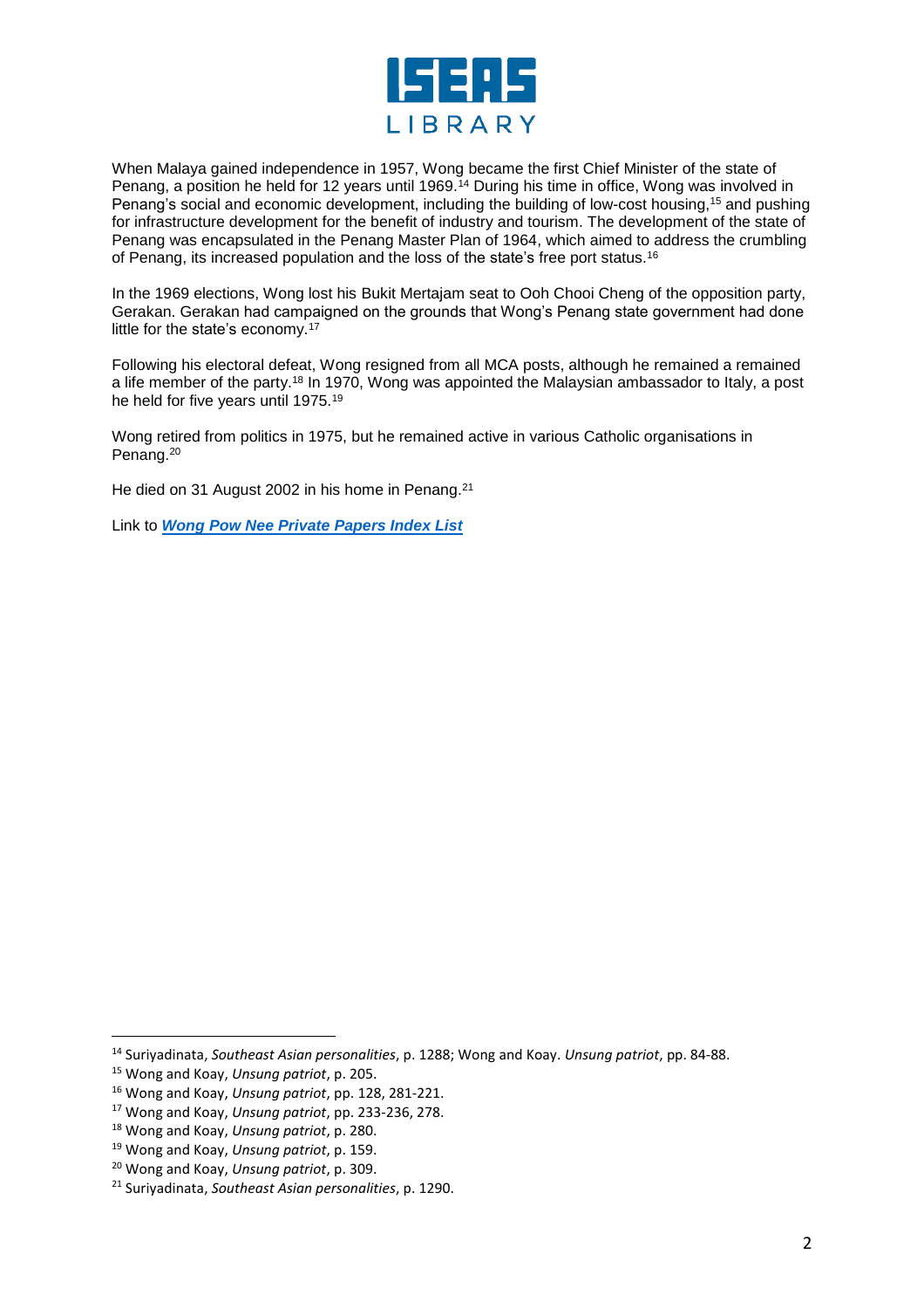When Malaya gained independence in 1957, Wong became the first Chief Minister of the state of Penang, a position he held for 12 years until 1969.[14] During his time in office, Wong was involved in Penang's social and economic development, including the building of low-cost housing,[15] and pushing for infrastructure development for the benefit of industry and tourism. The development of the state of Penang was encapsulated in the Penang Master Plan of 1964, which aimed to address the crumbling of Penang, its increased population and the loss of the state's free port status.[16]

In the 1969 elections, Wong lost his Bukit Mertajam seat to Ooh Chooi Cheng of the opposition party, Gerakan. Gerakan had campaigned on the grounds that Wong's Penang state government had done little for the state's economy.[17]

Following his electoral defeat, Wong resigned from all MCA posts, although he remained a remained a life member of the party.[18] In 1970, Wong was appointed the Malaysian ambassador to Italy, a post he held for five years until 1975.[19]

Wong retired from politics in 1975, but he remained active in various Catholic organisations in Penang.[20]

He died on 31 August 2002 in his home in Penang.[21]

Link to ***Wong Pow Nee Private Papers Index List***

---

[14] Suriyadinata, *Southeast Asian personalities*, p. 1288; Wong and Koay. *Unsung patriot*, pp. 84-88.

[15] Wong and Koay, *Unsung patriot*, p. 205.

[16] Wong and Koay, *Unsung patriot*, pp. 128, 281-221.

[17] Wong and Koay, *Unsung patriot*, pp. 233-236, 278.

[18] Wong and Koay, *Unsung patriot*, p. 280.

[19] Wong and Koay, *Unsung patriot*, p. 159.

[20] Wong and Koay, *Unsung patriot*, p. 309.

[21] Suriyadinata, *Southeast Asian personalities*, p. 1290.